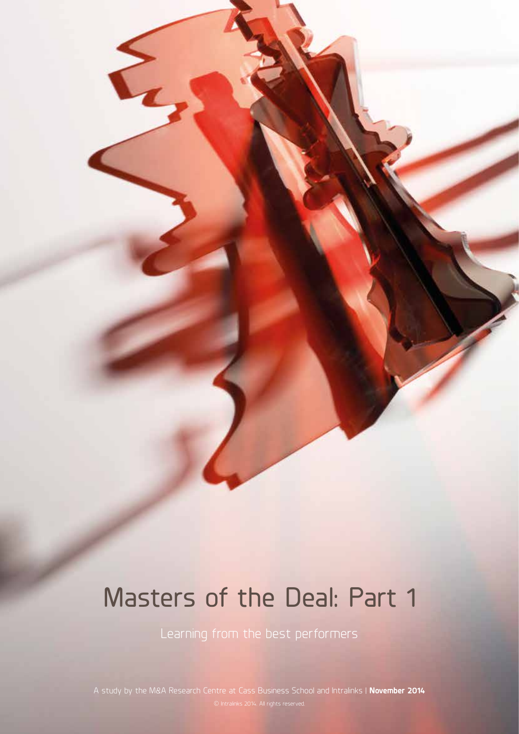# Masters of the Deal: Part 1

Learning from the best performers

A study by the M&A Research Centre at Cass Business School and Intralinks | **November 2014**

© Intralinks 2014. All rights reserved.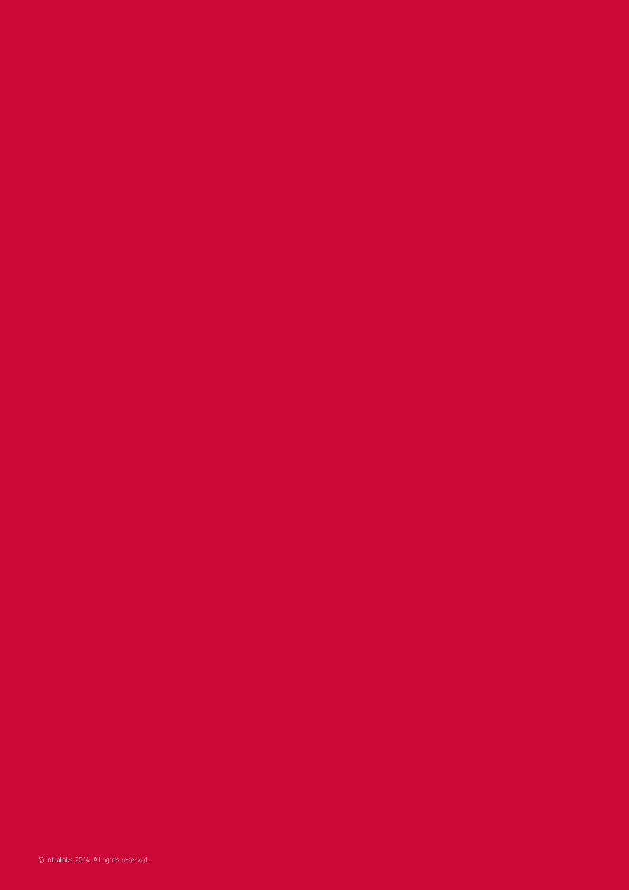© Intralinks 2014. All rights reserved.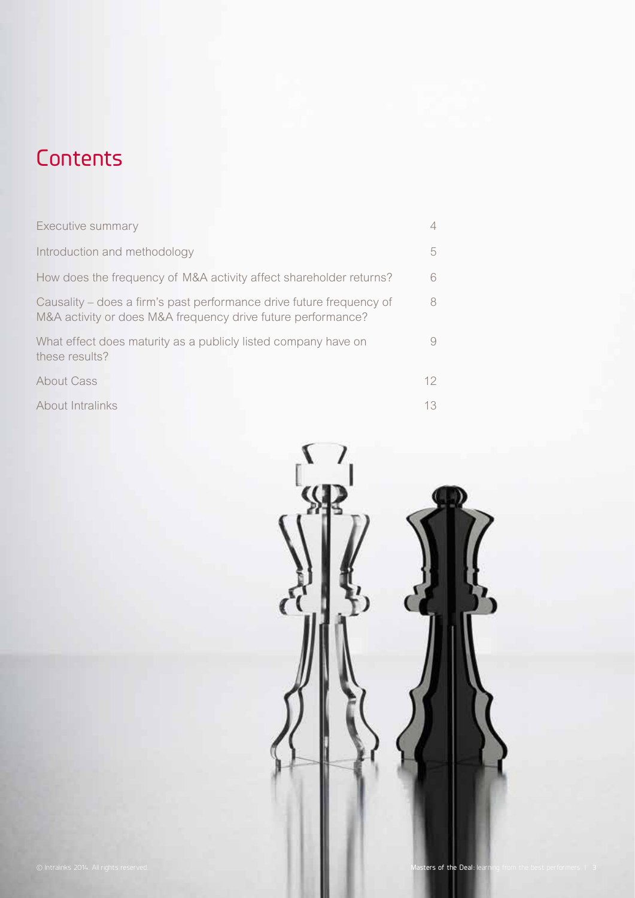# Contents

| | |
|---|---|
| Executive summary | 4 |
| Introduction and methodology | 5 |
| How does the frequency of M&A activity affect shareholder returns? | 6 |
| Causality – does a firm's past performance drive future frequency of M&A activity or does M&A frequency drive future performance? | 8 |
| What effect does maturity as a publicly listed company have on these results? | 9 |
| About Cass | 12 |
| About Intralinks | 13 |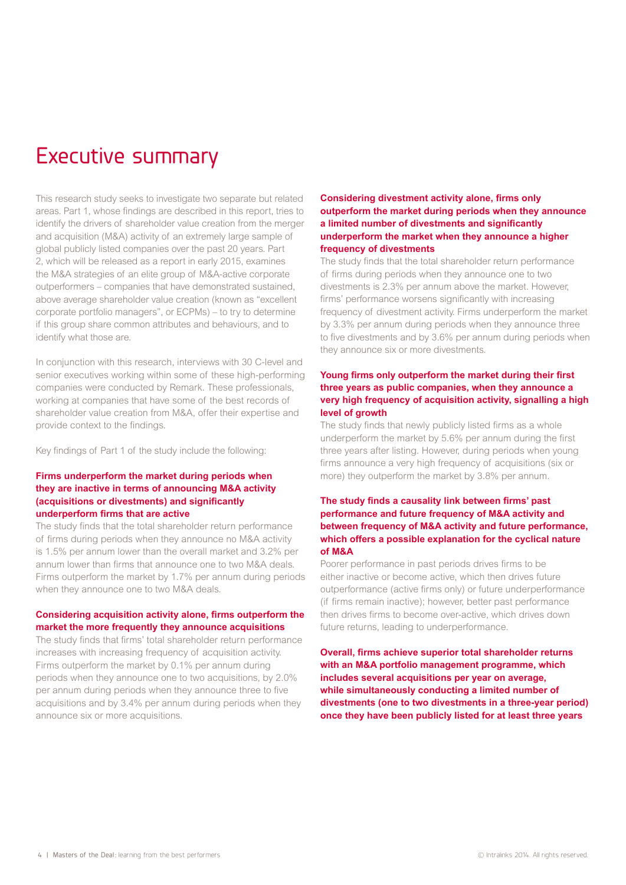# Executive summary

This research study seeks to investigate two separate but related areas. Part 1, whose findings are described in this report, tries to identify the drivers of shareholder value creation from the merger and acquisition (M&A) activity of an extremely large sample of global publicly listed companies over the past 20 years. Part 2, which will be released as a report in early 2015, examines the M&A strategies of an elite group of M&A-active corporate outperformers – companies that have demonstrated sustained, above average shareholder value creation (known as "excellent corporate portfolio managers", or ECPMs) – to try to determine if this group share common attributes and behaviours, and to identify what those are.

In conjunction with this research, interviews with 30 C-level and senior executives working within some of these high-performing companies were conducted by Remark. These professionals, working at companies that have some of the best records of shareholder value creation from M&A, offer their expertise and provide context to the findings.

Key findings of Part 1 of the study include the following:

**Firms underperform the market during periods when they are inactive in terms of announcing M&A activity (acquisitions or divestments) and significantly underperform firms that are active**

The study finds that the total shareholder return performance of firms during periods when they announce no M&A activity is 1.5% per annum lower than the overall market and 3.2% per annum lower than firms that announce one to two M&A deals. Firms outperform the market by 1.7% per annum during periods when they announce one to two M&A deals.

**Considering acquisition activity alone, firms outperform the market the more frequently they announce acquisitions**

The study finds that firms' total shareholder return performance increases with increasing frequency of acquisition activity. Firms outperform the market by 0.1% per annum during periods when they announce one to two acquisitions, by 2.0% per annum during periods when they announce three to five acquisitions and by 3.4% per annum during periods when they announce six or more acquisitions.

**Considering divestment activity alone, firms only outperform the market during periods when they announce a limited number of divestments and significantly underperform the market when they announce a higher frequency of divestments**

The study finds that the total shareholder return performance of firms during periods when they announce one to two divestments is 2.3% per annum above the market. However, firms' performance worsens significantly with increasing frequency of divestment activity. Firms underperform the market by 3.3% per annum during periods when they announce three to five divestments and by 3.6% per annum during periods when they announce six or more divestments.

**Young firms only outperform the market during their first three years as public companies, when they announce a very high frequency of acquisition activity, signalling a high level of growth**

The study finds that newly publicly listed firms as a whole underperform the market by 5.6% per annum during the first three years after listing. However, during periods when young firms announce a very high frequency of acquisitions (six or more) they outperform the market by 3.8% per annum.

**The study finds a causality link between firms' past performance and future frequency of M&A activity and between frequency of M&A activity and future performance, which offers a possible explanation for the cyclical nature of M&A**

Poorer performance in past periods drives firms to be either inactive or become active, which then drives future outperformance (active firms only) or future underperformance (if firms remain inactive); however, better past performance then drives firms to become over-active, which drives down future returns, leading to underperformance.

**Overall, firms achieve superior total shareholder returns with an M&A portfolio management programme, which includes several acquisitions per year on average, while simultaneously conducting a limited number of divestments (one to two divestments in a three-year period) once they have been publicly listed for at least three years**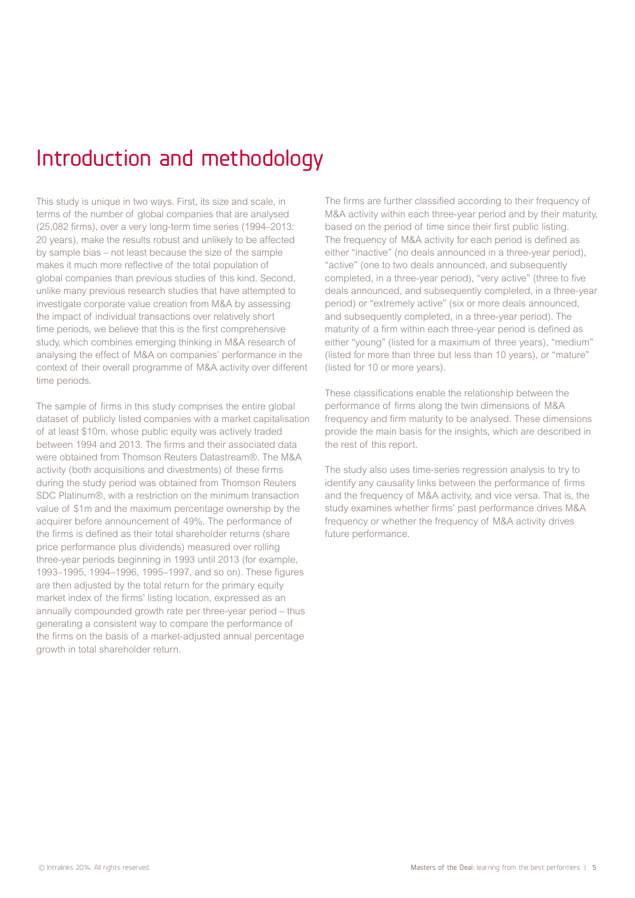# Introduction and methodology

This study is unique in two ways. First, its size and scale, in terms of the number of global companies that are analysed (25,082 firms), over a very long-term time series (1994–2013: 20 years), make the results robust and unlikely to be affected by sample bias – not least because the size of the sample makes it much more reflective of the total population of global companies than previous studies of this kind. Second, unlike many previous research studies that have attempted to investigate corporate value creation from M&A by assessing the impact of individual transactions over relatively short time periods, we believe that this is the first comprehensive study, which combines emerging thinking in M&A research of analysing the effect of M&A on companies' performance in the context of their overall programme of M&A activity over different time periods.

The sample of firms in this study comprises the entire global dataset of publicly listed companies with a market capitalisation of at least $10m, whose public equity was actively traded between 1994 and 2013. The firms and their associated data were obtained from Thomson Reuters Datastream®. The M&A activity (both acquisitions and divestments) of these firms during the study period was obtained from Thomson Reuters SDC Platinum®, with a restriction on the minimum transaction value of $1m and the maximum percentage ownership by the acquirer before announcement of 49%. The performance of the firms is defined as their total shareholder returns (share price performance plus dividends) measured over rolling three-year periods beginning in 1993 until 2013 (for example, 1993–1995, 1994–1996, 1995–1997, and so on). These figures are then adjusted by the total return for the primary equity market index of the firms' listing location, expressed as an annually compounded growth rate per three-year period – thus generating a consistent way to compare the performance of the firms on the basis of a market-adjusted annual percentage growth in total shareholder return.

The firms are further classified according to their frequency of M&A activity within each three-year period and by their maturity, based on the period of time since their first public listing. The frequency of M&A activity for each period is defined as either "inactive" (no deals announced in a three-year period), "active" (one to two deals announced, and subsequently completed, in a three-year period), "very active" (three to five deals announced, and subsequently completed, in a three-year period) or "extremely active" (six or more deals announced, and subsequently completed, in a three-year period). The maturity of a firm within each three-year period is defined as either "young" (listed for a maximum of three years), "medium" (listed for more than three but less than 10 years), or "mature" (listed for 10 or more years).

These classifications enable the relationship between the performance of firms along the twin dimensions of M&A frequency and firm maturity to be analysed. These dimensions provide the main basis for the insights, which are described in the rest of this report.

The study also uses time-series regression analysis to try to identify any causality links between the performance of firms and the frequency of M&A activity, and vice versa. That is, the study examines whether firms' past performance drives M&A frequency or whether the frequency of M&A activity drives future performance.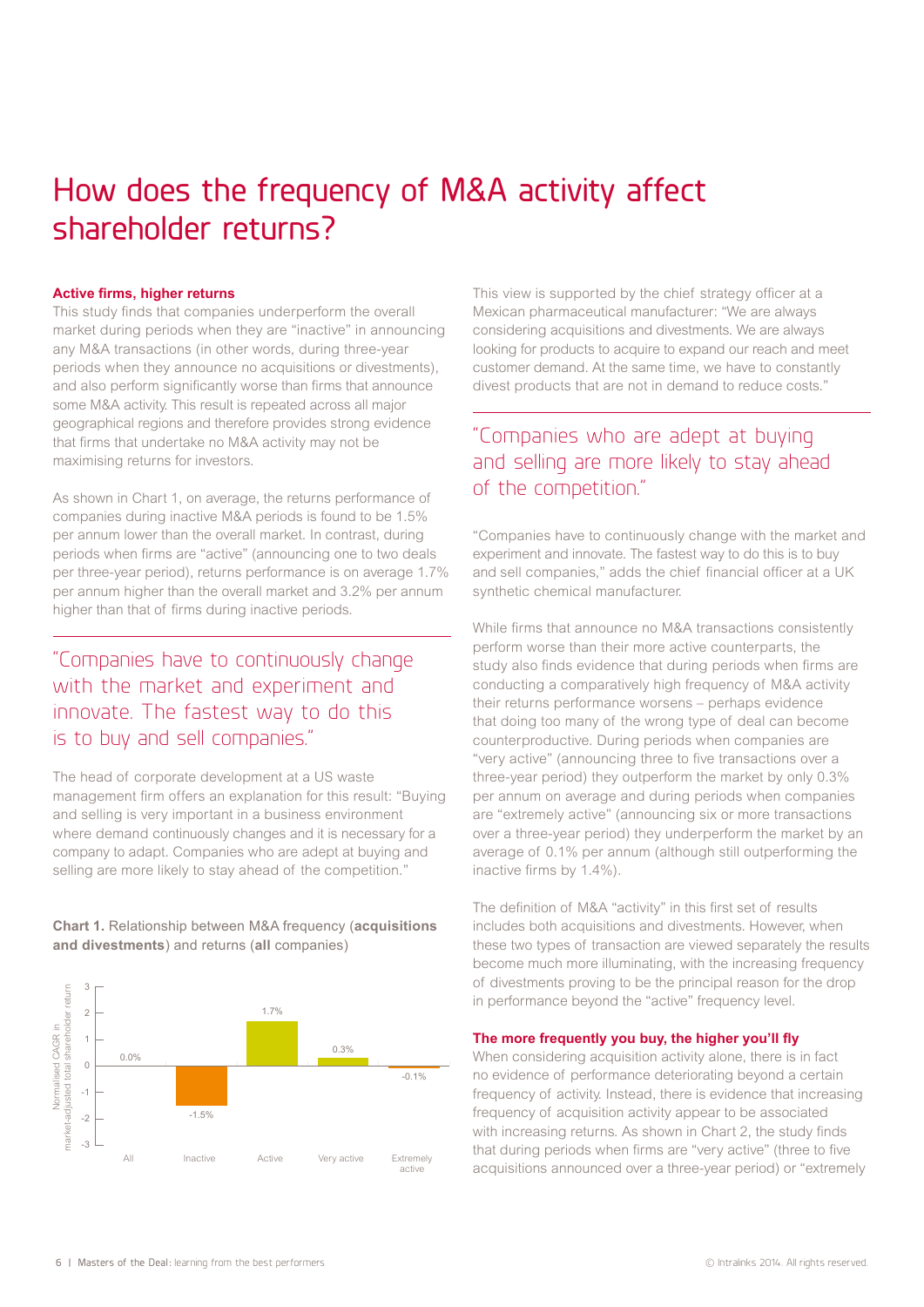# How does the frequency of M&A activity affect shareholder returns?

**Active firms, higher returns**

This study finds that companies underperform the overall market during periods when they are "inactive" in announcing any M&A transactions (in other words, during three-year periods when they announce no acquisitions or divestments), and also perform significantly worse than firms that announce some M&A activity. This result is repeated across all major geographical regions and therefore provides strong evidence that firms that undertake no M&A activity may not be maximising returns for investors.

As shown in Chart 1, on average, the returns performance of companies during inactive M&A periods is found to be 1.5% per annum lower than the overall market. In contrast, during periods when firms are "active" (announcing one to two deals per three-year period), returns performance is on average 1.7% per annum higher than the overall market and 3.2% per annum higher than that of firms during inactive periods.

> "Companies have to continuously change with the market and experiment and innovate. The fastest way to do this is to buy and sell companies."

The head of corporate development at a US waste management firm offers an explanation for this result: "Buying and selling is very important in a business environment where demand continuously changes and it is necessary for a company to adapt. Companies who are adept at buying and selling are more likely to stay ahead of the competition."

**Chart 1.** Relationship between M&A frequency (**acquisitions and divestments**) and returns (**all** companies)

| | All | Inactive | Active | Very active | Extremely active |
|---|---|---|---|---|---|
| Normalised CAGR in market-adjusted total shareholder return | 0.0% | -1.5% | 1.7% | 0.3% | -0.1% |

This view is supported by the chief strategy officer at a Mexican pharmaceutical manufacturer: "We are always considering acquisitions and divestments. We are always looking for products to acquire to expand our reach and meet customer demand. At the same time, we have to constantly divest products that are not in demand to reduce costs."

> "Companies who are adept at buying and selling are more likely to stay ahead of the competition."

"Companies have to continuously change with the market and experiment and innovate. The fastest way to do this is to buy and sell companies," adds the chief financial officer at a UK synthetic chemical manufacturer.

While firms that announce no M&A transactions consistently perform worse than their more active counterparts, the study also finds evidence that during periods when firms are conducting a comparatively high frequency of M&A activity their returns performance worsens – perhaps evidence that doing too many of the wrong type of deal can become counterproductive. During periods when companies are "very active" (announcing three to five transactions over a three-year period) they outperform the market by only 0.3% per annum on average and during periods when companies are "extremely active" (announcing six or more transactions over a three-year period) they underperform the market by an average of 0.1% per annum (although still outperforming the inactive firms by 1.4%).

The definition of M&A "activity" in this first set of results includes both acquisitions and divestments. However, when these two types of transaction are viewed separately the results become much more illuminating, with the increasing frequency of divestments proving to be the principal reason for the drop in performance beyond the "active" frequency level.

**The more frequently you buy, the higher you'll fly**

When considering acquisition activity alone, there is in fact no evidence of performance deteriorating beyond a certain frequency of activity. Instead, there is evidence that increasing frequency of acquisition activity appear to be associated with increasing returns. As shown in Chart 2, the study finds that during periods when firms are "very active" (three to five acquisitions announced over a three-year period) or "extremely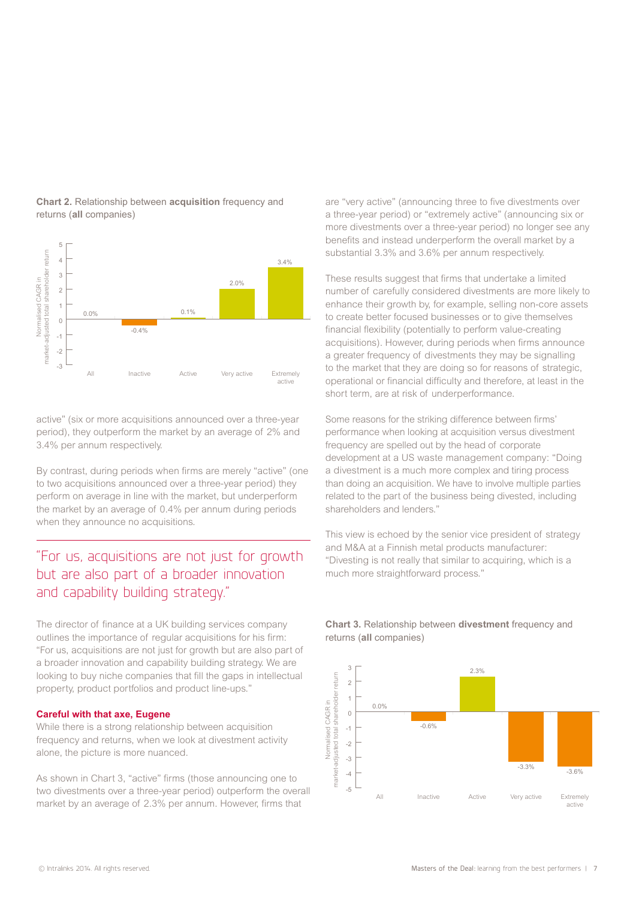**Chart 2.** Relationship between **acquisition** frequency and returns (**all** companies)

| | All | Inactive | Active | Very active | Extremely active |
|---|---|---|---|---|---|
| Normalised CAGR in market-adjusted total shareholder return | 0.0% | -0.4% | 0.1% | 2.0% | 3.4% |

active" (six or more acquisitions announced over a three-year period), they outperform the market by an average of 2% and 3.4% per annum respectively.

By contrast, during periods when firms are merely "active" (one to two acquisitions announced over a three-year period) they perform on average in line with the market, but underperform the market by an average of 0.4% per annum during periods when they announce no acquisitions.

> "For us, acquisitions are not just for growth but are also part of a broader innovation and capability building strategy."

The director of finance at a UK building services company outlines the importance of regular acquisitions for his firm: "For us, acquisitions are not just for growth but are also part of a broader innovation and capability building strategy. We are looking to buy niche companies that fill the gaps in intellectual property, product portfolios and product line-ups."

### Careful with that axe, Eugene

While there is a strong relationship between acquisition frequency and returns, when we look at divestment activity alone, the picture is more nuanced.

As shown in Chart 3, "active" firms (those announcing one to two divestments over a three-year period) outperform the overall market by an average of 2.3% per annum. However, firms that are "very active" (announcing three to five divestments over a three-year period) or "extremely active" (announcing six or more divestments over a three-year period) no longer see any benefits and instead underperform the overall market by a substantial 3.3% and 3.6% per annum respectively.

These results suggest that firms that undertake a limited number of carefully considered divestments are more likely to enhance their growth by, for example, selling non-core assets to create better focused businesses or to give themselves financial flexibility (potentially to perform value-creating acquisitions). However, during periods when firms announce a greater frequency of divestments they may be signalling to the market that they are doing so for reasons of strategic, operational or financial difficulty and therefore, at least in the short term, are at risk of underperformance.

Some reasons for the striking difference between firms' performance when looking at acquisition versus divestment frequency are spelled out by the head of corporate development at a US waste management company: "Doing a divestment is a much more complex and tiring process than doing an acquisition. We have to involve multiple parties related to the part of the business being divested, including shareholders and lenders."

This view is echoed by the senior vice president of strategy and M&A at a Finnish metal products manufacturer: "Divesting is not really that similar to acquiring, which is a much more straightforward process."

**Chart 3.** Relationship between **divestment** frequency and returns (**all** companies)

| | All | Inactive | Active | Very active | Extremely active |
|---|---|---|---|---|---|
| Normalised CAGR in market-adjusted total shareholder return | 0.0% | -0.6% | 2.3% | -3.3% | -3.6% |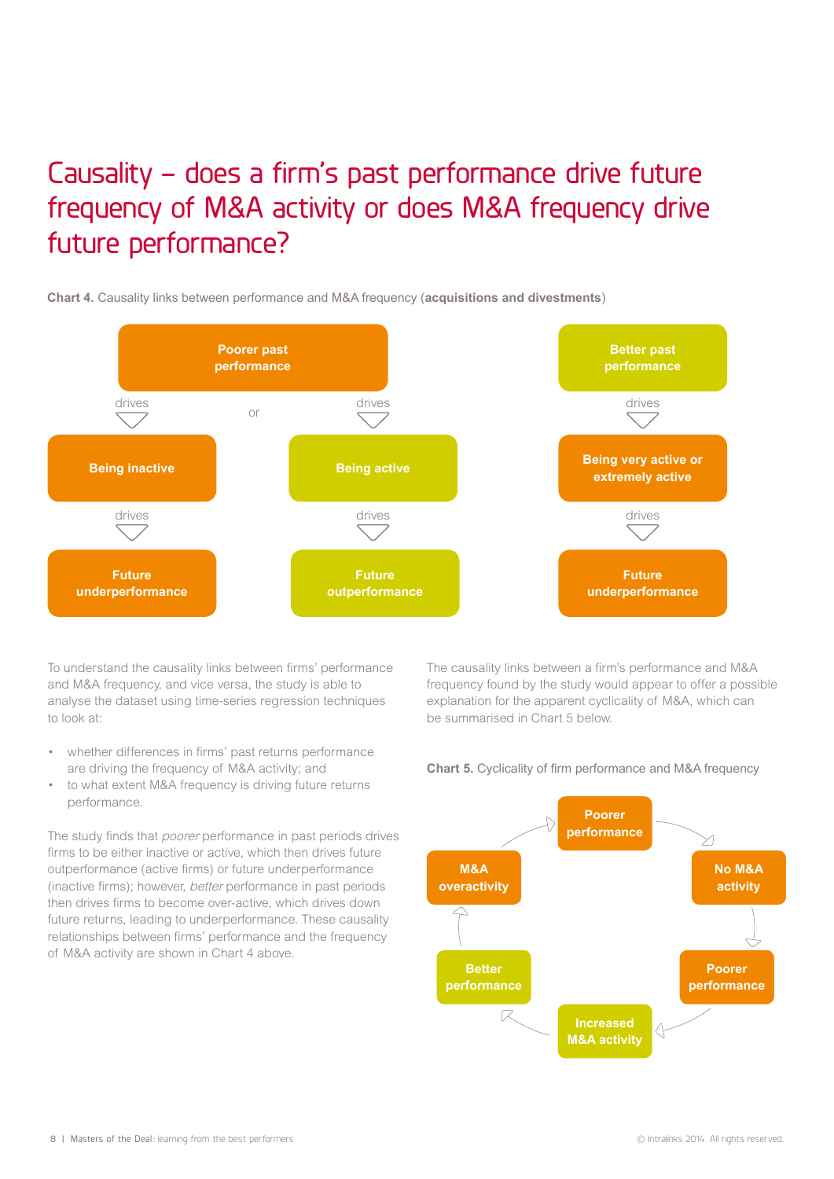# Causality – does a firm's past performance drive future frequency of M&A activity or does M&A frequency drive future performance?

**Chart 4.** Causality links between performance and M&A frequency (**acquisitions and divestments**)

**Poorer past performance**

drives → **Being inactive** → drives → **Future underperformance**

or

drives → **Being active** → drives → **Future outperformance**

**Better past performance**

drives → **Being very active or extremely active** → drives → **Future underperformance**

To understand the causality links between firms' performance and M&A frequency, and vice versa, the study is able to analyse the dataset using time-series regression techniques to look at:

- whether differences in firms' past returns performance are driving the frequency of M&A activity; and
- to what extent M&A frequency is driving future returns performance.

The study finds that *poorer* performance in past periods drives firms to be either inactive or active, which then drives future outperformance (active firms) or future underperformance (inactive firms); however, *better* performance in past periods then drives firms to become over-active, which drives down future returns, leading to underperformance. These causality relationships between firms' performance and the frequency of M&A activity are shown in Chart 4 above.

The causality links between a firm's performance and M&A frequency found by the study would appear to offer a possible explanation for the apparent cyclicality of M&A, which can be summarised in Chart 5 below.

**Chart 5.** Cyclicality of firm performance and M&A frequency

**Poorer performance** → **No M&A activity** → **Poorer performance** → **Increased M&A activity** → **Better performance** → **M&A overactivity** → **Poorer performance**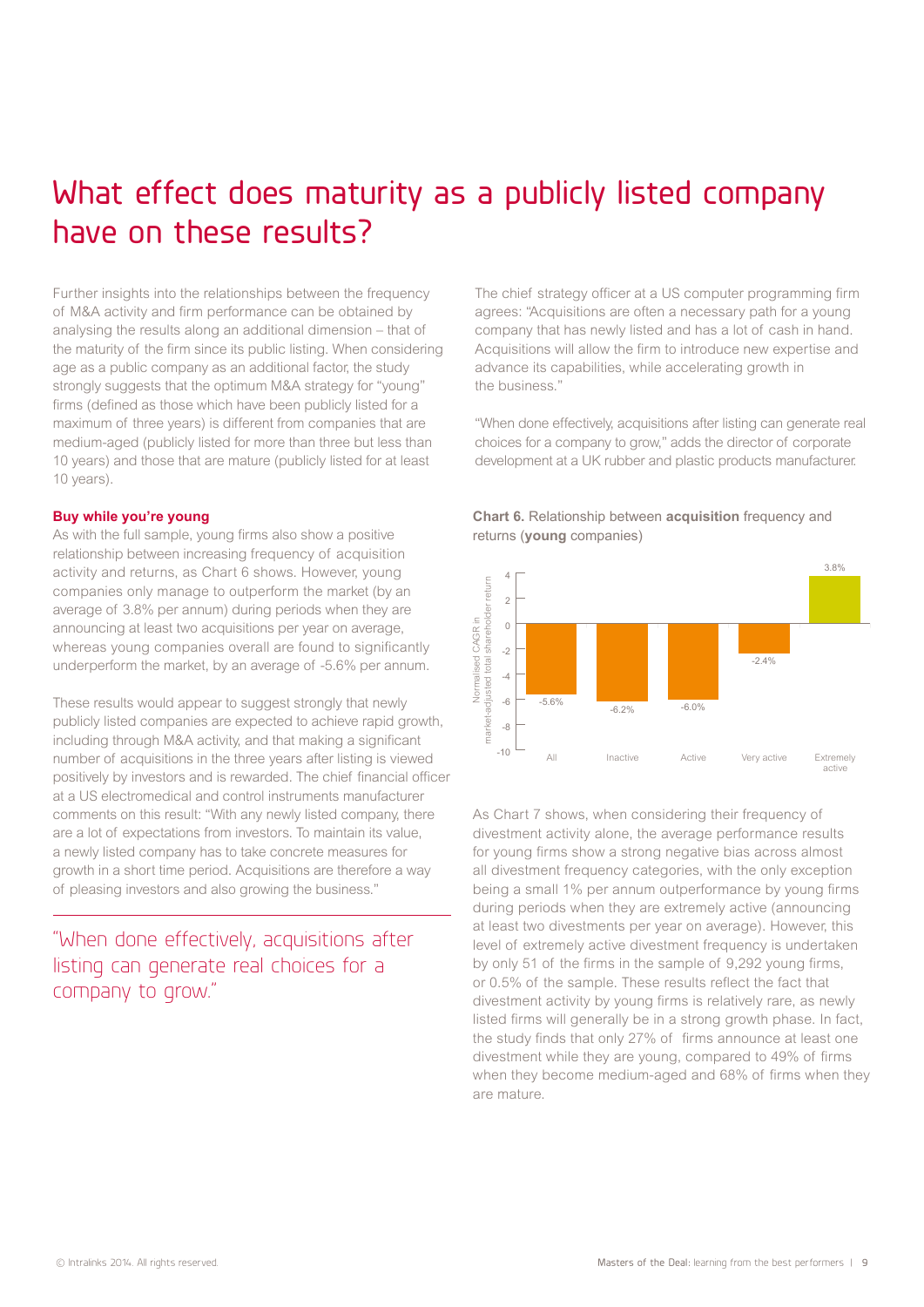# What effect does maturity as a publicly listed company have on these results?

Further insights into the relationships between the frequency of M&A activity and firm performance can be obtained by analysing the results along an additional dimension – that of the maturity of the firm since its public listing. When considering age as a public company as an additional factor, the study strongly suggests that the optimum M&A strategy for "young" firms (defined as those which have been publicly listed for a maximum of three years) is different from companies that are medium-aged (publicly listed for more than three but less than 10 years) and those that are mature (publicly listed for at least 10 years).

**Buy while you're young**

As with the full sample, young firms also show a positive relationship between increasing frequency of acquisition activity and returns, as Chart 6 shows. However, young companies only manage to outperform the market (by an average of 3.8% per annum) during periods when they are announcing at least two acquisitions per year on average, whereas young companies overall are found to significantly underperform the market, by an average of -5.6% per annum.

These results would appear to suggest strongly that newly publicly listed companies are expected to achieve rapid growth, including through M&A activity, and that making a significant number of acquisitions in the three years after listing is viewed positively by investors and is rewarded. The chief financial officer at a US electromedical and control instruments manufacturer comments on this result: "With any newly listed company, there are a lot of expectations from investors. To maintain its value, a newly listed company has to take concrete measures for growth in a short time period. Acquisitions are therefore a way of pleasing investors and also growing the business."

> "When done effectively, acquisitions after listing can generate real choices for a company to grow."

The chief strategy officer at a US computer programming firm agrees: "Acquisitions are often a necessary path for a young company that has newly listed and has a lot of cash in hand. Acquisitions will allow the firm to introduce new expertise and advance its capabilities, while accelerating growth in the business."

"When done effectively, acquisitions after listing can generate real choices for a company to grow," adds the director of corporate development at a UK rubber and plastic products manufacturer.

**Chart 6.** Relationship between **acquisition** frequency and returns (**young** companies)

| | All | Inactive | Active | Very active | Extremely active |
|---|---|---|---|---|---|
| Normalised CAGR in market-adjusted total shareholder return | -5.6% | -6.2% | -6.0% | -2.4% | 3.8% |

As Chart 7 shows, when considering their frequency of divestment activity alone, the average performance results for young firms show a strong negative bias across almost all divestment frequency categories, with the only exception being a small 1% per annum outperformance by young firms during periods when they are extremely active (announcing at least two divestments per year on average). However, this level of extremely active divestment frequency is undertaken by only 51 of the firms in the sample of 9,292 young firms, or 0.5% of the sample. These results reflect the fact that divestment activity by young firms is relatively rare, as newly listed firms will generally be in a strong growth phase. In fact, the study finds that only 27% of firms announce at least one divestment while they are young, compared to 49% of firms when they become medium-aged and 68% of firms when they are mature.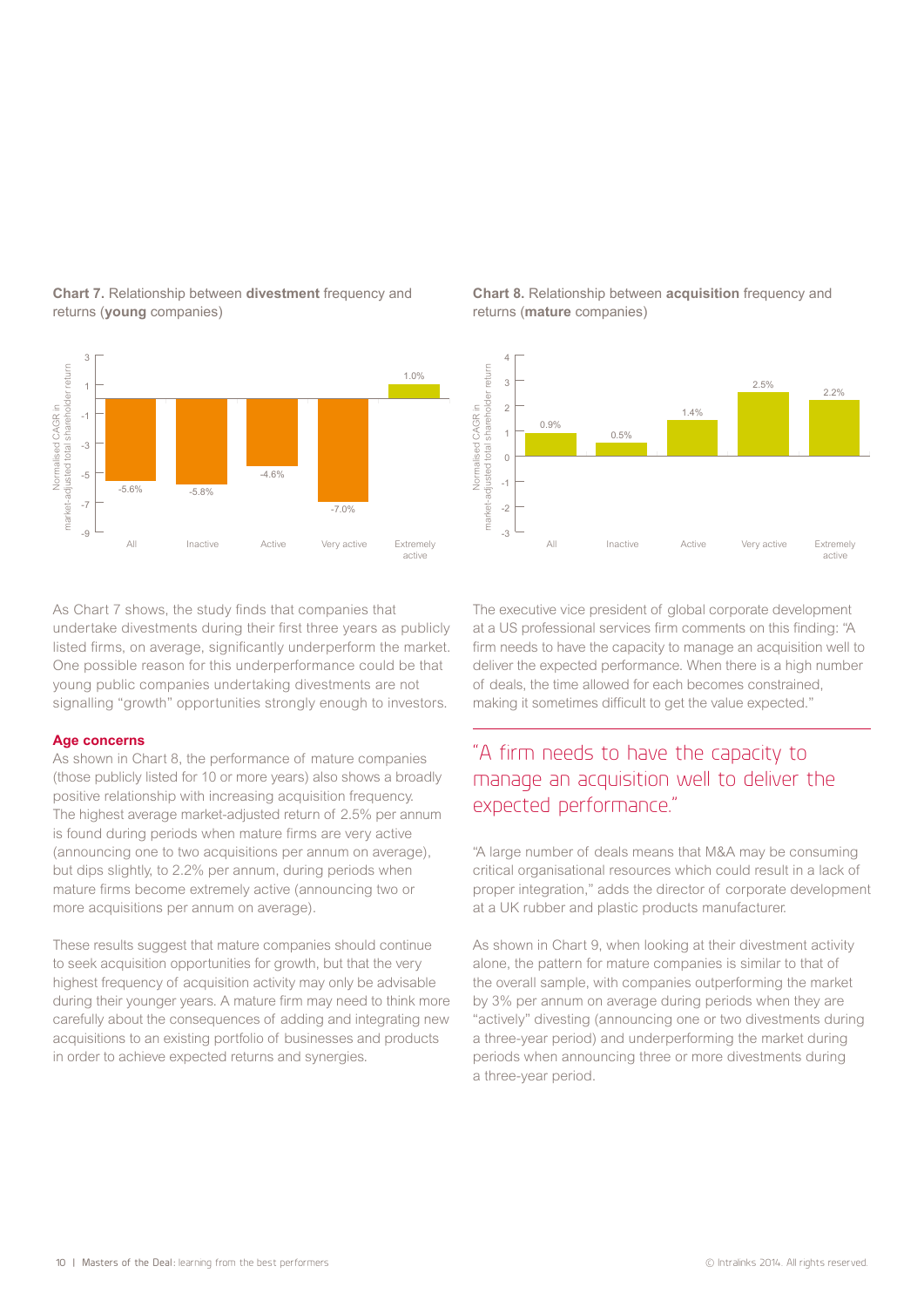**Chart 7.** Relationship between **divestment** frequency and returns (**young** companies)

| | All | Inactive | Active | Very active | Extremely active |
|---|---|---|---|---|---|
| Normalised CAGR in market-adjusted total shareholder return | -5.6% | -5.8% | -4.6% | -7.0% | 1.0% |

**Chart 8.** Relationship between **acquisition** frequency and returns (**mature** companies)

| | All | Inactive | Active | Very active | Extremely active |
|---|---|---|---|---|---|
| Normalised CAGR in market-adjusted total shareholder return | 0.9% | 0.5% | 1.4% | 2.5% | 2.2% |

As Chart 7 shows, the study finds that companies that undertake divestments during their first three years as publicly listed firms, on average, significantly underperform the market. One possible reason for this underperformance could be that young public companies undertaking divestments are not signalling "growth" opportunities strongly enough to investors.

### Age concerns

As shown in Chart 8, the performance of mature companies (those publicly listed for 10 or more years) also shows a broadly positive relationship with increasing acquisition frequency. The highest average market-adjusted return of 2.5% per annum is found during periods when mature firms are very active (announcing one to two acquisitions per annum on average), but dips slightly, to 2.2% per annum, during periods when mature firms become extremely active (announcing two or more acquisitions per annum on average).

These results suggest that mature companies should continue to seek acquisition opportunities for growth, but that the very highest frequency of acquisition activity may only be advisable during their younger years. A mature firm may need to think more carefully about the consequences of adding and integrating new acquisitions to an existing portfolio of businesses and products in order to achieve expected returns and synergies.

The executive vice president of global corporate development at a US professional services firm comments on this finding: "A firm needs to have the capacity to manage an acquisition well to deliver the expected performance. When there is a high number of deals, the time allowed for each becomes constrained, making it sometimes difficult to get the value expected."

> "A firm needs to have the capacity to manage an acquisition well to deliver the expected performance."

"A large number of deals means that M&A may be consuming critical organisational resources which could result in a lack of proper integration," adds the director of corporate development at a UK rubber and plastic products manufacturer.

As shown in Chart 9, when looking at their divestment activity alone, the pattern for mature companies is similar to that of the overall sample, with companies outperforming the market by 3% per annum on average during periods when they are "actively" divesting (announcing one or two divestments during a three-year period) and underperforming the market during periods when announcing three or more divestments during a three-year period.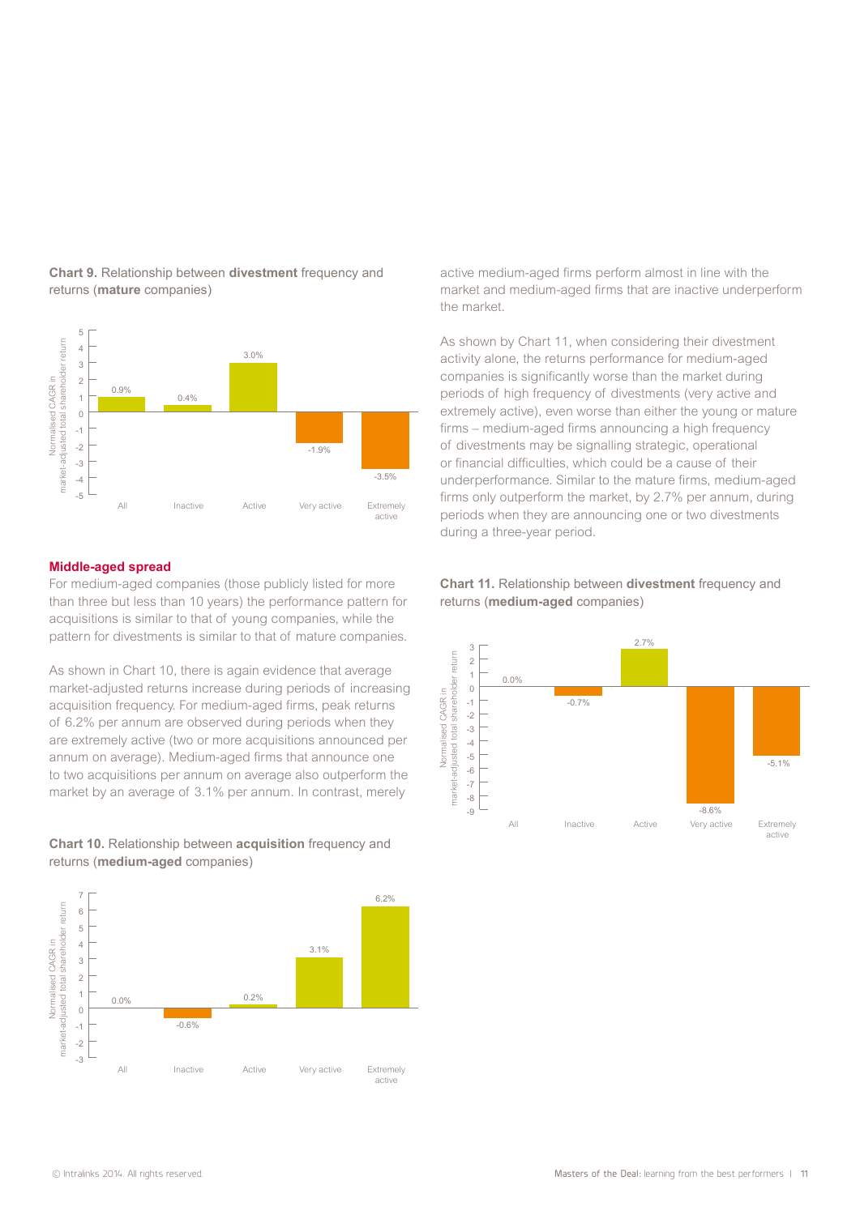**Chart 9.** Relationship between **divestment** frequency and returns (**mature** companies)

| | All | Inactive | Active | Very active | Extremely active |
|---|---|---|---|---|---|
| Normalised CAGR in market-adjusted total shareholder return | 0.9% | 0.4% | 3.0% | -1.9% | -3.5% |

### Middle-aged spread

For medium-aged companies (those publicly listed for more than three but less than 10 years) the performance pattern for acquisitions is similar to that of young companies, while the pattern for divestments is similar to that of mature companies.

As shown in Chart 10, there is again evidence that average market-adjusted returns increase during periods of increasing acquisition frequency. For medium-aged firms, peak returns of 6.2% per annum are observed during periods when they are extremely active (two or more acquisitions announced per annum on average). Medium-aged firms that announce one to two acquisitions per annum on average also outperform the market by an average of 3.1% per annum. In contrast, merely active medium-aged firms perform almost in line with the market and medium-aged firms that are inactive underperform the market.

**Chart 10.** Relationship between **acquisition** frequency and returns (**medium-aged** companies)

| | All | Inactive | Active | Very active | Extremely active |
|---|---|---|---|---|---|
| Normalised CAGR in market-adjusted total shareholder return | 0.0% | -0.6% | 0.2% | 3.1% | 6.2% |

As shown by Chart 11, when considering their divestment activity alone, the returns performance for medium-aged companies is significantly worse than the market during periods of high frequency of divestments (very active and extremely active), even worse than either the young or mature firms – medium-aged firms announcing a high frequency of divestments may be signalling strategic, operational or financial difficulties, which could be a cause of their underperformance. Similar to the mature firms, medium-aged firms only outperform the market, by 2.7% per annum, during periods when they are announcing one or two divestments during a three-year period.

**Chart 11.** Relationship between **divestment** frequency and returns (**medium-aged** companies)

| | All | Inactive | Active | Very active | Extremely active |
|---|---|---|---|---|---|
| Normalised CAGR in market-adjusted total shareholder return | 0.0% | -0.7% | 2.7% | -8.6% | -5.1% |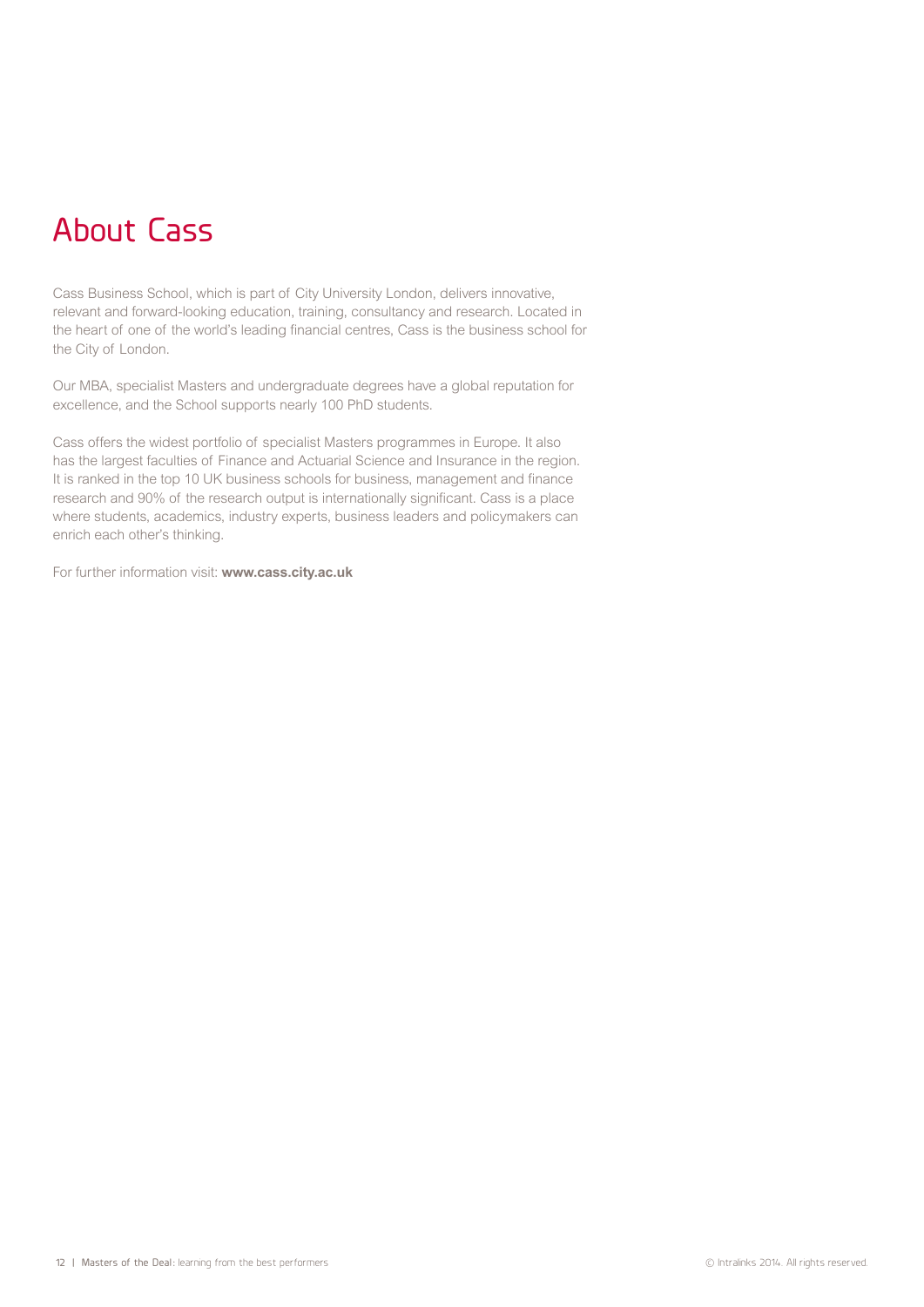# About Cass

Cass Business School, which is part of City University London, delivers innovative, relevant and forward-looking education, training, consultancy and research. Located in the heart of one of the world's leading financial centres, Cass is the business school for the City of London.

Our MBA, specialist Masters and undergraduate degrees have a global reputation for excellence, and the School supports nearly 100 PhD students.

Cass offers the widest portfolio of specialist Masters programmes in Europe. It also has the largest faculties of Finance and Actuarial Science and Insurance in the region. It is ranked in the top 10 UK business schools for business, management and finance research and 90% of the research output is internationally significant. Cass is a place where students, academics, industry experts, business leaders and policymakers can enrich each other's thinking.

For further information visit: **www.cass.city.ac.uk**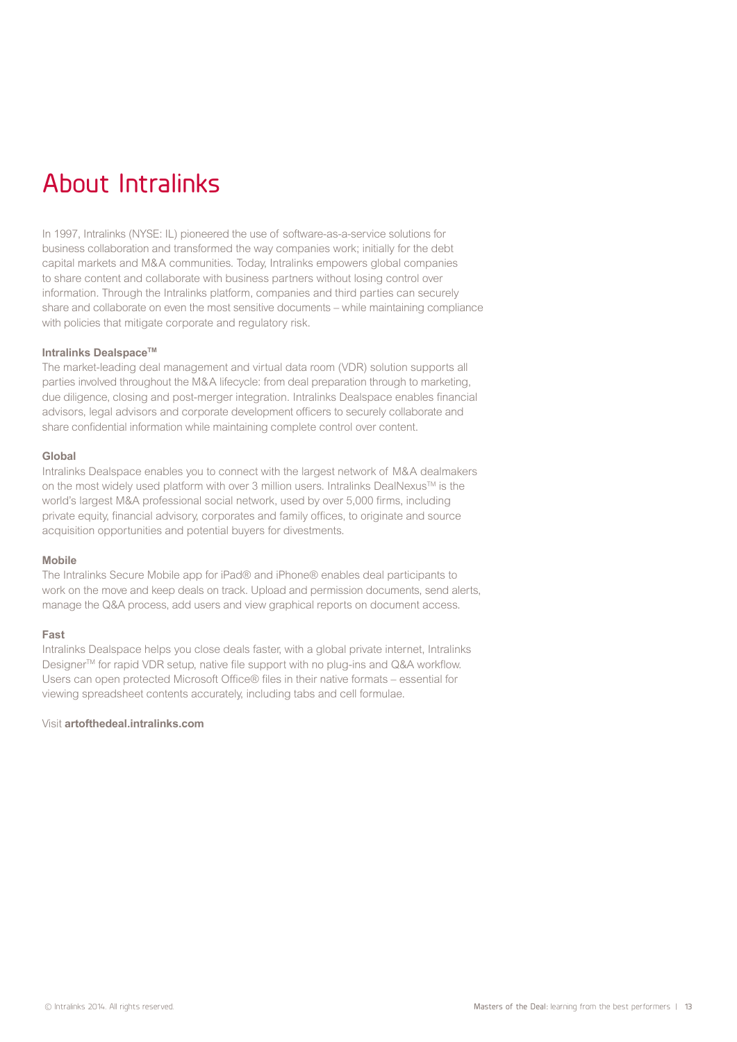# About Intralinks

In 1997, Intralinks (NYSE: IL) pioneered the use of software-as-a-service solutions for business collaboration and transformed the way companies work; initially for the debt capital markets and M&A communities. Today, Intralinks empowers global companies to share content and collaborate with business partners without losing control over information. Through the Intralinks platform, companies and third parties can securely share and collaborate on even the most sensitive documents – while maintaining compliance with policies that mitigate corporate and regulatory risk.

**Intralinks Dealspace™**

The market-leading deal management and virtual data room (VDR) solution supports all parties involved throughout the M&A lifecycle: from deal preparation through to marketing, due diligence, closing and post-merger integration. Intralinks Dealspace enables financial advisors, legal advisors and corporate development officers to securely collaborate and share confidential information while maintaining complete control over content.

**Global**

Intralinks Dealspace enables you to connect with the largest network of M&A dealmakers on the most widely used platform with over 3 million users. Intralinks DealNexus™ is the world's largest M&A professional social network, used by over 5,000 firms, including private equity, financial advisory, corporates and family offices, to originate and source acquisition opportunities and potential buyers for divestments.

**Mobile**

The Intralinks Secure Mobile app for iPad® and iPhone® enables deal participants to work on the move and keep deals on track. Upload and permission documents, send alerts, manage the Q&A process, add users and view graphical reports on document access.

**Fast**

Intralinks Dealspace helps you close deals faster, with a global private internet, Intralinks Designer™ for rapid VDR setup, native file support with no plug-ins and Q&A workflow. Users can open protected Microsoft Office® files in their native formats – essential for viewing spreadsheet contents accurately, including tabs and cell formulae.

Visit **artofthedeal.intralinks.com**

© Intralinks 2014. All rights reserved.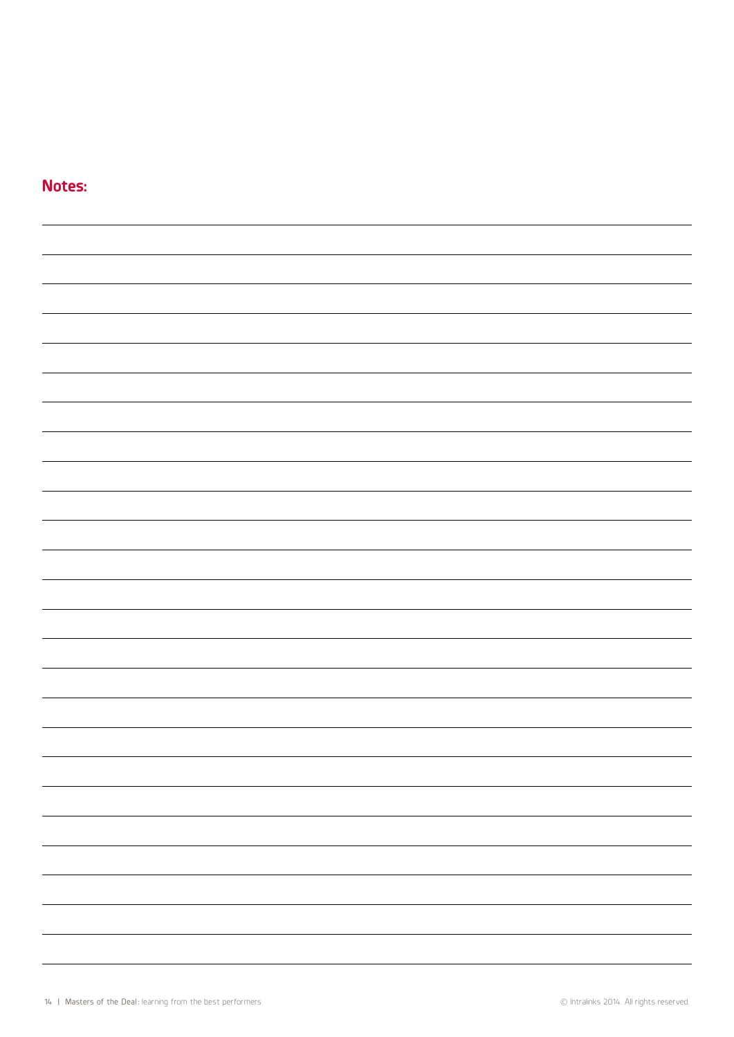## Notes: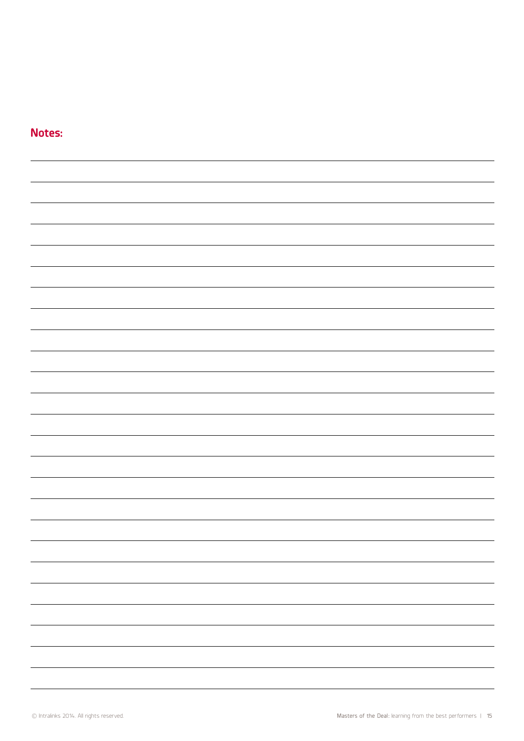## Notes: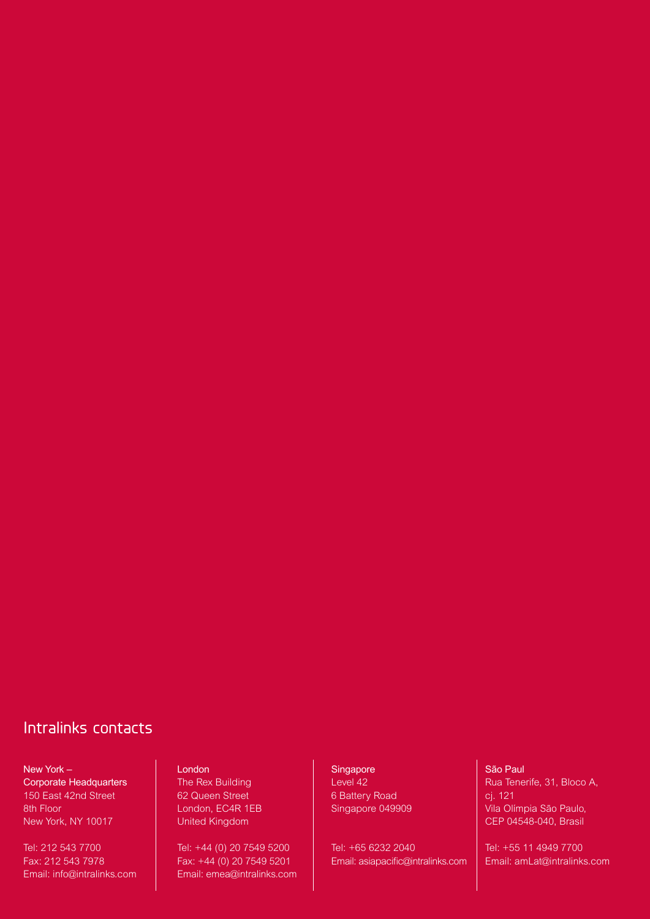## Intralinks contacts

**New York –**
**Corporate Headquarters**
150 East 42nd Street
8th Floor
New York, NY 10017

Tel: 212 543 7700
Fax: 212 543 7978
Email: info@intralinks.com

**London**
The Rex Building
62 Queen Street
London, EC4R 1EB
United Kingdom

Tel: +44 (0) 20 7549 5200
Fax: +44 (0) 20 7549 5201
Email: emea@intralinks.com

**Singapore**
Level 42
6 Battery Road
Singapore 049909

Tel: +65 6232 2040
Email: asiapacific@intralinks.com

**São Paul**
Rua Tenerife, 31, Bloco A,
cj. 121
Vila Olímpia São Paulo,
CEP 04548-040, Brasil

Tel: +55 11 4949 7700
Email: amLat@intralinks.com